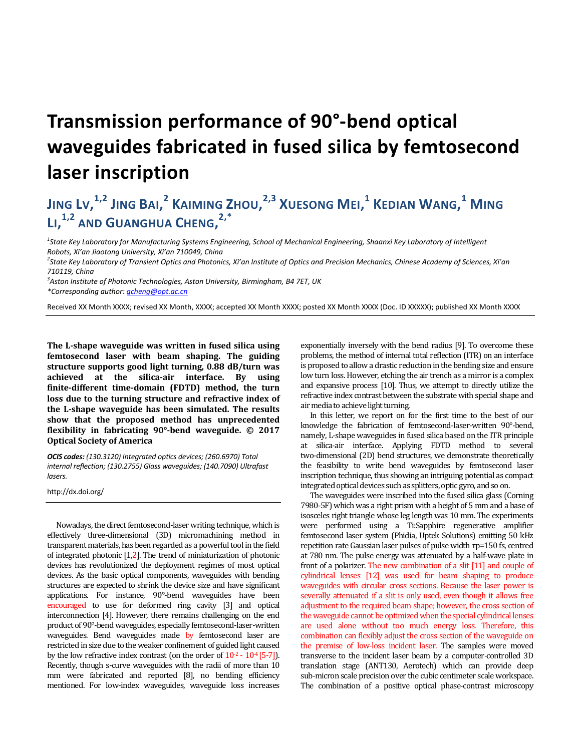# Transmission performance of 90°-bend optical waveguides fabricated in fused silica by femtosecond laser inscription

## JING LV,[1,2] JING BAI,[2] KAIMING ZHOU,[2,3] XUESONG MEI,[1] KEDIAN WANG,[1] MING LI,[1,2] AND GUANGHUA CHENG,[2,*]

*[1]State Key Laboratory for Manufacturing Systems Engineering, School of Mechanical Engineering, Shaanxi Key Laboratory of Intelligent Robots, Xi'an Jiaotong University, Xi'an 710049, China*
*[2]State Key Laboratory of Transient Optics and Photonics, Xi'an Institute of Optics and Precision Mechanics, Chinese Academy of Sciences, Xi'an 710119, China*
*[3]Aston Institute of Photonic Technologies, Aston University, Birmingham, B4 7ET, UK*
*\*Corresponding author: gcheng@opt.ac.cn*

Received XX Month XXXX; revised XX Month, XXXX; accepted XX Month XXXX; posted XX Month XXXX (Doc. ID XXXXX); published XX Month XXXX

**The L-shape waveguide was written in fused silica using femtosecond laser with beam shaping. The guiding structure supports good light turning, 0.88 dB/turn was achieved at the silica-air interface. By using finite-different time-domain (FDTD) method, the turn loss due to the turning structure and refractive index of the L-shape waveguide has been simulated. The results show that the proposed method has unprecedented flexibility in fabricating 90°-bend waveguide. © 2017 Optical Society of America**

***OCIS codes:*** *(130.3120) Integrated optics devices; (260.6970) Total internal reflection; (130.2755) Glass waveguides; (140.7090) Ultrafast lasers.*

http://dx.doi.org/

Nowadays, the direct femtosecond-laser writing technique, which is effectively three-dimensional (3D) micromachining method in transparent materials, has been regarded as a powerful tool in the field of integrated photonic [1,2]. The trend of miniaturization of photonic devices has revolutionized the deployment regimes of most optical devices. As the basic optical components, waveguides with bending structures are expected to shrink the device size and have significant applications. For instance, 90°-bend waveguides have been encouraged to use for deformed ring cavity [3] and optical interconnection [4]. However, there remains challenging on the end product of 90°-bend waveguides, especially femtosecond-laser-written waveguides. Bend waveguides made by femtosecond laser are restricted in size due to the weaker confinement of guided light caused by the low refractive index contrast (on the order of $10^{-2}$ - $10^{-4}$ [5-7]). Recently, though s-curve waveguides with the radii of more than 10 mm were fabricated and reported [8], no bending efficiency mentioned. For low-index waveguides, waveguide loss increases exponentially inversely with the bend radius [9]. To overcome these problems, the method of internal total reflection (ITR) on an interface is proposed to allow a drastic reduction in the bending size and ensure low turn loss. However, etching the air trench as a mirror is a complex and expansive process [10]. Thus, we attempt to directly utilize the refractive index contrast between the substrate with special shape and air media to achieve light turning.

In this letter, we report on for the first time to the best of our knowledge the fabrication of femtosecond-laser-written 90°-bend, namely, L-shape waveguides in fused silica based on the ITR principle at silica-air interface. Applying FDTD method to several two-dimensional (2D) bend structures, we demonstrate theoretically the feasibility to write bend waveguides by femtosecond laser inscription technique, thus showing an intriguing potential as compact integrated optical devices such as splitters, optic gyro, and so on.

The waveguides were inscribed into the fused silica glass (Corning 7980-5F) which was a right prism with a height of 5 mm and a base of isosceles right triangle whose leg length was 10 mm. The experiments were performed using a Ti:Sapphire regenerative amplifier femtosecond laser system (Phidia, Uptek Solutions) emitting 50 kHz repetition rate Gaussian laser pulses of pulse width $\tau_p$=150 fs, centred at 780 nm. The pulse energy was attenuated by a half-wave plate in front of a polarizer. The new combination of a slit [11] and couple of cylindrical lenses [12] was used for beam shaping to produce waveguides with circular cross sections. Because the laser power is severally attenuated if a slit is only used, even though it allows free adjustment to the required beam shape; however, the cross section of the waveguide cannot be optimized when the special cylindrical lenses are used alone without too much energy loss. Therefore, this combination can flexibly adjust the cross section of the waveguide on the premise of low-loss incident laser. The samples were moved transverse to the incident laser beam by a computer-controlled 3D translation stage (ANT130, Aerotech) which can provide deep sub-micron scale precision over the cubic centimeter scale workspace. The combination of a positive optical phase-contrast microscopy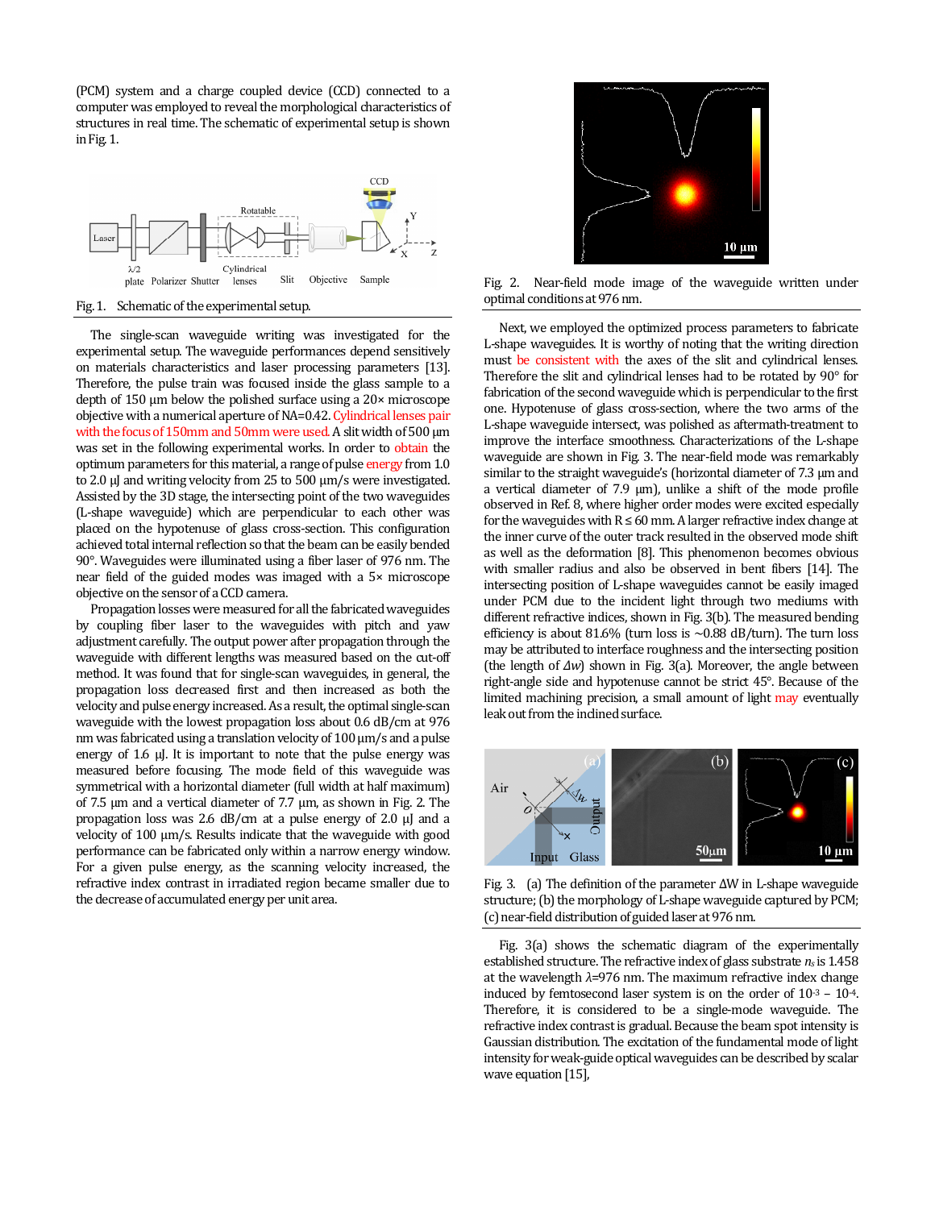(PCM) system and a charge coupled device (CCD) connected to a computer was employed to reveal the morphological characteristics of structures in real time. The schematic of experimental setup is shown in Fig. 1.

Fig. 1. Schematic of the experimental setup.

The single-scan waveguide writing was investigated for the experimental setup. The waveguide performances depend sensitively on materials characteristics and laser processing parameters [13]. Therefore, the pulse train was focused inside the glass sample to a depth of 150 μm below the polished surface using a 20× microscope objective with a numerical aperture of NA=0.42. Cylindrical lenses pair with the focus of 150mm and 50mm were used. A slit width of 500 μm was set in the following experimental works. In order to obtain the optimum parameters for this material, a range of pulse energy from 1.0 to 2.0 μJ and writing velocity from 25 to 500 μm/s were investigated. Assisted by the 3D stage, the intersecting point of the two waveguides (L-shape waveguide) which are perpendicular to each other was placed on the hypotenuse of glass cross-section. This configuration achieved total internal reflection so that the beam can be easily bended 90°. Waveguides were illuminated using a fiber laser of 976 nm. The near field of the guided modes was imaged with a 5× microscope objective on the sensor of a CCD camera.

Propagation losses were measured for all the fabricated waveguides by coupling fiber laser to the waveguides with pitch and yaw adjustment carefully. The output power after propagation through the waveguide with different lengths was measured based on the cut-off method. It was found that for single-scan waveguides, in general, the propagation loss decreased first and then increased as both the velocity and pulse energy increased. As a result, the optimal single-scan waveguide with the lowest propagation loss about 0.6 dB/cm at 976 nm was fabricated using a translation velocity of 100 μm/s and a pulse energy of 1.6 μJ. It is important to note that the pulse energy was measured before focusing. The mode field of this waveguide was symmetrical with a horizontal diameter (full width at half maximum) of 7.5 μm and a vertical diameter of 7.7 μm, as shown in Fig. 2. The propagation loss was 2.6 dB/cm at a pulse energy of 2.0 μJ and a velocity of 100 μm/s. Results indicate that the waveguide with good performance can be fabricated only within a narrow energy window. For a given pulse energy, as the scanning velocity increased, the refractive index contrast in irradiated region became smaller due to the decrease of accumulated energy per unit area.

Fig. 2. Near-field mode image of the waveguide written under optimal conditions at 976 nm.

Next, we employed the optimized process parameters to fabricate L-shape waveguides. It is worthy of noting that the writing direction must be consistent with the axes of the slit and cylindrical lenses. Therefore the slit and cylindrical lenses had to be rotated by 90° for fabrication of the second waveguide which is perpendicular to the first one. Hypotenuse of glass cross-section, where the two arms of the L-shape waveguide intersect, was polished as aftermath-treatment to improve the interface smoothness. Characterizations of the L-shape waveguide are shown in Fig. 3. The near-field mode was remarkably similar to the straight waveguide's (horizontal diameter of 7.3 μm and a vertical diameter of 7.9 μm), unlike a shift of the mode profile observed in Ref. 8, where higher order modes were excited especially for the waveguides with R ≤ 60 mm. A larger refractive index change at the inner curve of the outer track resulted in the observed mode shift as well as the deformation [8]. This phenomenon becomes obvious with smaller radius and also be observed in bent fibers [14]. The intersecting position of L-shape waveguides cannot be easily imaged under PCM due to the incident light through two mediums with different refractive indices, shown in Fig. 3(b). The measured bending efficiency is about 81.6% (turn loss is ~0.88 dB/turn). The turn loss may be attributed to interface roughness and the intersecting position (the length of $\Delta w$) shown in Fig. 3(a). Moreover, the angle between right-angle side and hypotenuse cannot be strict 45°. Because of the limited machining precision, a small amount of light may eventually leak out from the inclined surface.

Fig. 3. (a) The definition of the parameter ΔW in L-shape waveguide structure; (b) the morphology of L-shape waveguide captured by PCM; (c) near-field distribution of guided laser at 976 nm.

Fig. 3(a) shows the schematic diagram of the experimentally established structure. The refractive index of glass substrate $n_s$ is 1.458 at the wavelength $\lambda$=976 nm. The maximum refractive index change induced by femtosecond laser system is on the order of $10^{-3}$ – $10^{-4}$. Therefore, it is considered to be a single-mode waveguide. The refractive index contrast is gradual. Because the beam spot intensity is Gaussian distribution. The excitation of the fundamental mode of light intensity for weak-guide optical waveguides can be described by scalar wave equation [15],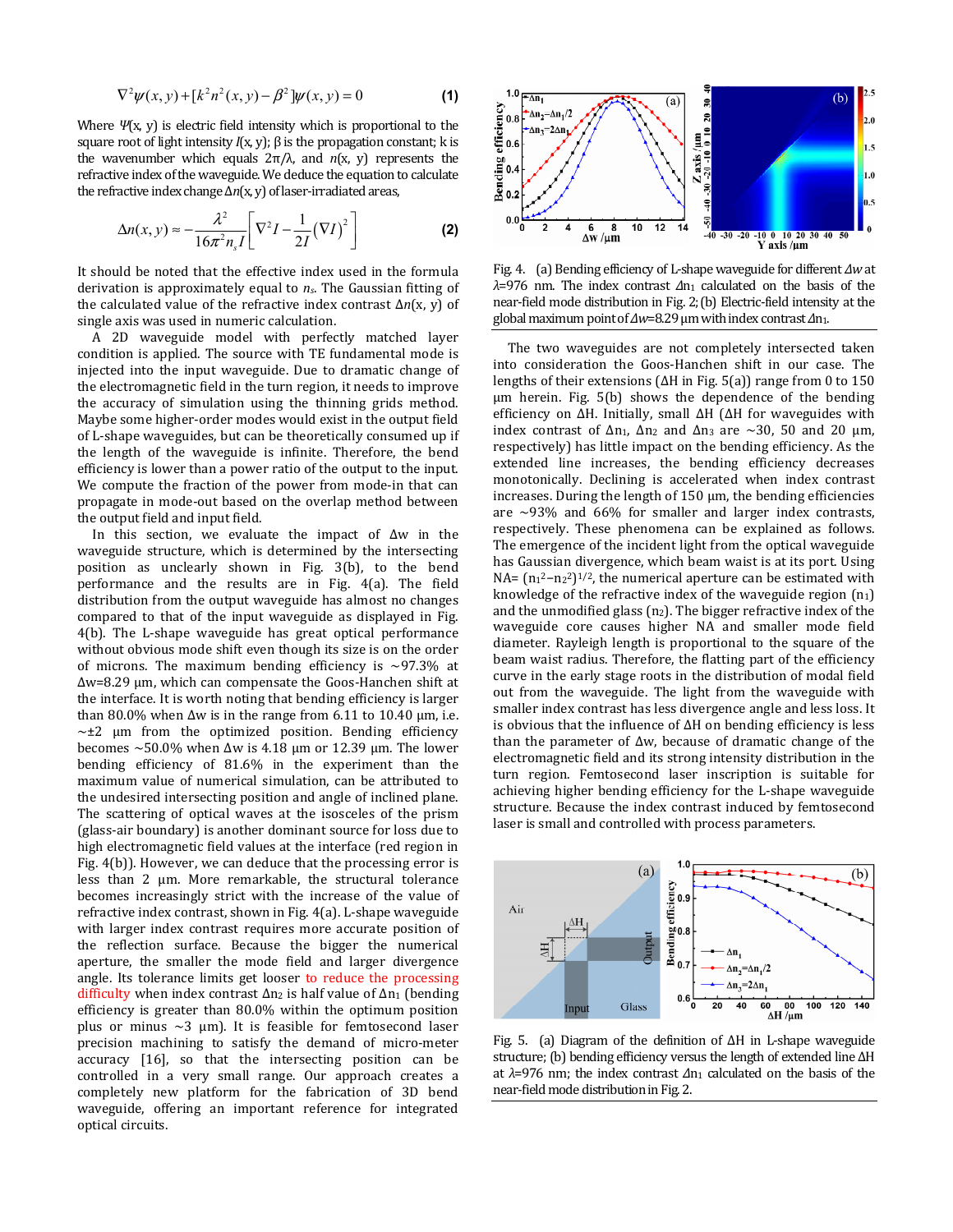$$\nabla^2\psi(x,y)+[k^2n^2(x,y)-\beta^2]\psi(x,y)=0 \quad \textbf{(1)}$$

Where $\Psi(x, y)$ is electric field intensity which is proportional to the square root of light intensity $I(x, y)$; β is the propagation constant; k is the wavenumber which equals $2\pi/\lambda$, and $n(x, y)$ represents the refractive index of the waveguide. We deduce the equation to calculate the refractive index change $\Delta n(x, y)$ of laser-irradiated areas,

$$\Delta n(x,y)\approx-\frac{\lambda^2}{16\pi^2 n_s I}\left[\nabla^2 I-\frac{1}{2I}(\nabla I)^2\right] \quad \textbf{(2)}$$

It should be noted that the effective index used in the formula derivation is approximately equal to $n_s$. The Gaussian fitting of the calculated value of the refractive index contrast $\Delta n(x, y)$ of single axis was used in numeric calculation.

A 2D waveguide model with perfectly matched layer condition is applied. The source with TE fundamental mode is injected into the input waveguide. Due to dramatic change of the electromagnetic field in the turn region, it needs to improve the accuracy of simulation using the thinning grids method. Maybe some higher-order modes would exist in the output field of L-shape waveguides, but can be theoretically consumed up if the length of the waveguide is infinite. Therefore, the bend efficiency is lower than a power ratio of the output to the input. We compute the fraction of the power from mode-in that can propagate in mode-out based on the overlap method between the output field and input field.

In this section, we evaluate the impact of Δw in the waveguide structure, which is determined by the intersecting position as unclearly shown in Fig. 3(b), to the bend performance and the results are in Fig. 4(a). The field distribution from the output waveguide has almost no changes compared to that of the input waveguide as displayed in Fig. 4(b). The L-shape waveguide has great optical performance without obvious mode shift even though its size is on the order of microns. The maximum bending efficiency is ~97.3% at Δw=8.29 μm, which can compensate the Goos-Hanchen shift at the interface. It is worth noting that bending efficiency is larger than 80.0% when Δw is in the range from 6.11 to 10.40 μm, i.e. ~±2 μm from the optimized position. Bending efficiency becomes ~50.0% when Δw is 4.18 μm or 12.39 μm. The lower bending efficiency of 81.6% in the experiment than the maximum value of numerical simulation, can be attributed to the undesired intersecting position and angle of inclined plane. The scattering of optical waves at the isosceles of the prism (glass-air boundary) is another dominant source for loss due to high electromagnetic field values at the interface (red region in Fig. 4(b)). However, we can deduce that the processing error is less than 2 μm. More remarkable, the structural tolerance becomes increasingly strict with the increase of the value of refractive index contrast, shown in Fig. 4(a). L-shape waveguide with larger index contrast requires more accurate position of the reflection surface. Because the bigger the numerical aperture, the smaller the mode field and larger divergence angle. Its tolerance limits get looser to reduce the processing difficulty when index contrast $\Delta n_2$ is half value of $\Delta n_1$ (bending efficiency is greater than 80.0% within the optimum position plus or minus ~3 μm). It is feasible for femtosecond laser precision machining to satisfy the demand of micro-meter accuracy [16], so that the intersecting position can be controlled in a very small range. Our approach creates a completely new platform for the fabrication of 3D bend waveguide, offering an important reference for integrated optical circuits.

Fig. 4. (a) Bending efficiency of L-shape waveguide for different $\Delta w$ at $\lambda$=976 nm. The index contrast $\Delta n_1$ calculated on the basis of the near-field mode distribution in Fig. 2; (b) Electric-field intensity at the global maximum point of $\Delta w$=8.29 μm with index contrast $\Delta n_1$.

The two waveguides are not completely intersected taken into consideration the Goos-Hanchen shift in our case. The lengths of their extensions (ΔH in Fig. 5(a)) range from 0 to 150 μm herein. Fig. 5(b) shows the dependence of the bending efficiency on ΔH. Initially, small ΔH (ΔH for waveguides with index contrast of $\Delta n_1$, $\Delta n_2$ and $\Delta n_3$ are ~30, 50 and 20 μm, respectively) has little impact on the bending efficiency. As the extended line increases, the bending efficiency decreases monotonically. Declining is accelerated when index contrast increases. During the length of 150 μm, the bending efficiencies are ~93% and 66% for smaller and larger index contrasts, respectively. These phenomena can be explained as follows. The emergence of the incident light from the optical waveguide has Gaussian divergence, which beam waist is at its port. Using NA= $(n_1^2-n_2^2)^{1/2}$, the numerical aperture can be estimated with knowledge of the refractive index of the waveguide region ($n_1$) and the unmodified glass ($n_2$). The bigger refractive index of the waveguide core causes higher NA and smaller mode field diameter. Rayleigh length is proportional to the square of the beam waist radius. Therefore, the flatting part of the efficiency curve in the early stage roots in the distribution of modal field out from the waveguide. The light from the waveguide with smaller index contrast has less divergence angle and less loss. It is obvious that the influence of ΔH on bending efficiency is less than the parameter of Δw, because of dramatic change of the electromagnetic field and its strong intensity distribution in the turn region. Femtosecond laser inscription is suitable for achieving higher bending efficiency for the L-shape waveguide structure. Because the index contrast induced by femtosecond laser is small and controlled with process parameters.

Fig. 5. (a) Diagram of the definition of ΔH in L-shape waveguide structure; (b) bending efficiency versus the length of extended line ΔH at $\lambda$=976 nm; the index contrast $\Delta n_1$ calculated on the basis of the near-field mode distribution in Fig. 2.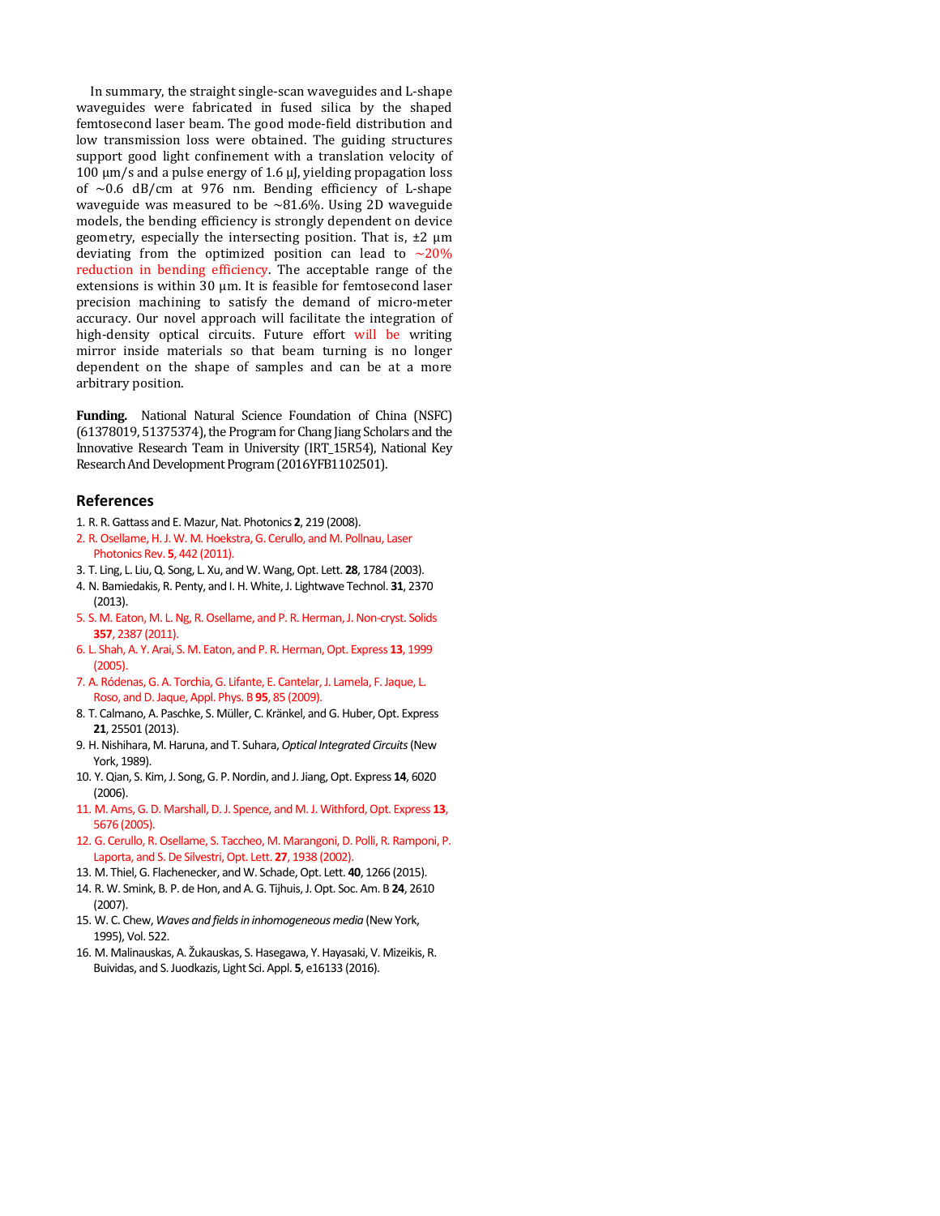In summary, the straight single-scan waveguides and L-shape waveguides were fabricated in fused silica by the shaped femtosecond laser beam. The good mode-field distribution and low transmission loss were obtained. The guiding structures support good light confinement with a translation velocity of 100 μm/s and a pulse energy of 1.6 μJ, yielding propagation loss of ~0.6 dB/cm at 976 nm. Bending efficiency of L-shape waveguide was measured to be ~81.6%. Using 2D waveguide models, the bending efficiency is strongly dependent on device geometry, especially the intersecting position. That is, ±2 μm deviating from the optimized position can lead to ~20% reduction in bending efficiency. The acceptable range of the extensions is within 30 μm. It is feasible for femtosecond laser precision machining to satisfy the demand of micro-meter accuracy. Our novel approach will facilitate the integration of high-density optical circuits. Future effort will be writing mirror inside materials so that beam turning is no longer dependent on the shape of samples and can be at a more arbitrary position.

**Funding.** National Natural Science Foundation of China (NSFC) (61378019, 51375374), the Program for Chang Jiang Scholars and the Innovative Research Team in University (IRT_15R54), National Key Research And Development Program (2016YFB1102501).

## References

1. R. R. Gattass and E. Mazur, Nat. Photonics **2**, 219 (2008).
2. R. Osellame, H. J. W. M. Hoekstra, G. Cerullo, and M. Pollnau, Laser Photonics Rev. **5**, 442 (2011).
3. T. Ling, L. Liu, Q. Song, L. Xu, and W. Wang, Opt. Lett. **28**, 1784 (2003).
4. N. Bamiedakis, R. Penty, and I. H. White, J. Lightwave Technol. **31**, 2370 (2013).
5. S. M. Eaton, M. L. Ng, R. Osellame, and P. R. Herman, J. Non-cryst. Solids **357**, 2387 (2011).
6. L. Shah, A. Y. Arai, S. M. Eaton, and P. R. Herman, Opt. Express **13**, 1999 (2005).
7. A. Ródenas, G. A. Torchia, G. Lifante, E. Cantelar, J. Lamela, F. Jaque, L. Roso, and D. Jaque, Appl. Phys. B **95**, 85 (2009).
8. T. Calmano, A. Paschke, S. Müller, C. Kränkel, and G. Huber, Opt. Express **21**, 25501 (2013).
9. H. Nishihara, M. Haruna, and T. Suhara, *Optical Integrated Circuits* (New York, 1989).
10. Y. Qian, S. Kim, J. Song, G. P. Nordin, and J. Jiang, Opt. Express **14**, 6020 (2006).
11. M. Ams, G. D. Marshall, D. J. Spence, and M. J. Withford, Opt. Express **13**, 5676 (2005).
12. G. Cerullo, R. Osellame, S. Taccheo, M. Marangoni, D. Polli, R. Ramponi, P. Laporta, and S. De Silvestri, Opt. Lett. **27**, 1938 (2002).
13. M. Thiel, G. Flachenecker, and W. Schade, Opt. Lett. **40**, 1266 (2015).
14. R. W. Smink, B. P. de Hon, and A. G. Tijhuis, J. Opt. Soc. Am. B **24**, 2610 (2007).
15. W. C. Chew, *Waves and fields in inhomogeneous media* (New York, 1995), Vol. 522.
16. M. Malinauskas, A. Žukauskas, S. Hasegawa, Y. Hayasaki, V. Mizeikis, R. Buividas, and S. Juodkazis, Light Sci. Appl. **5**, e16133 (2016).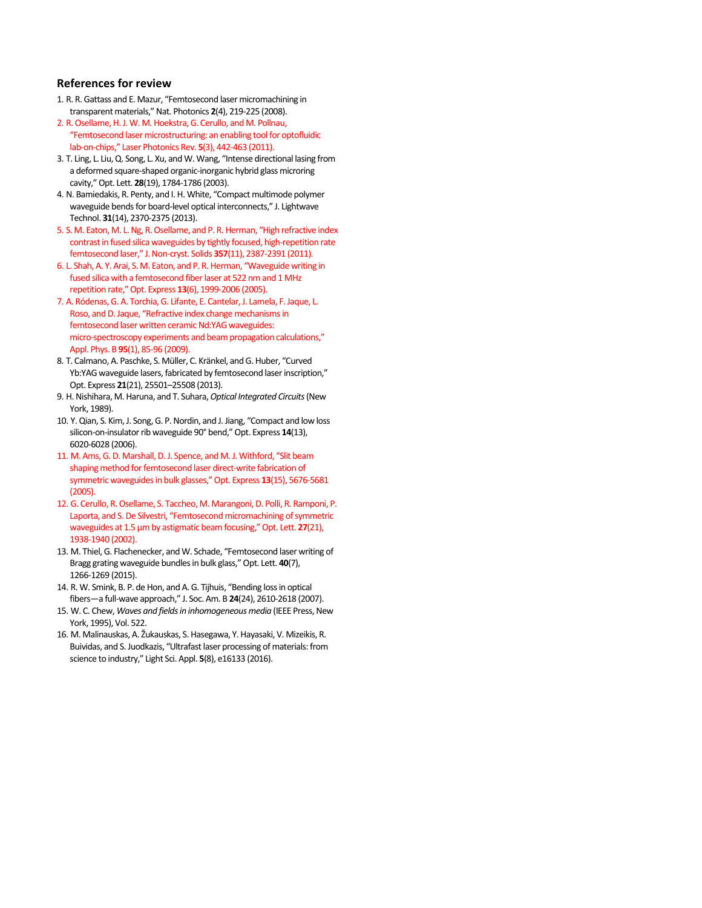## References for review

1. R. R. Gattass and E. Mazur, "Femtosecond laser micromachining in transparent materials," Nat. Photonics **2**(4), 219-225 (2008).
2. R. Osellame, H. J. W. M. Hoekstra, G. Cerullo, and M. Pollnau, "Femtosecond laser microstructuring: an enabling tool for optofluidic lab-on-chips," Laser Photonics Rev. **5**(3), 442-463 (2011).
3. T. Ling, L. Liu, Q. Song, L. Xu, and W. Wang, "Intense directional lasing from a deformed square-shaped organic-inorganic hybrid glass microring cavity," Opt. Lett. **28**(19), 1784-1786 (2003).
4. N. Bamiedakis, R. Penty, and I. H. White, "Compact multimode polymer waveguide bends for board-level optical interconnects," J. Lightwave Technol. **31**(14), 2370-2375 (2013).
5. S. M. Eaton, M. L. Ng, R. Osellame, and P. R. Herman, "High refractive index contrast in fused silica waveguides by tightly focused, high-repetition rate femtosecond laser," J. Non-cryst. Solids **357**(11), 2387-2391 (2011).
6. L. Shah, A. Y. Arai, S. M. Eaton, and P. R. Herman, "Waveguide writing in fused silica with a femtosecond fiber laser at 522 nm and 1 MHz repetition rate," Opt. Express **13**(6), 1999-2006 (2005).
7. A. Ródenas, G. A. Torchia, G. Lifante, E. Cantelar, J. Lamela, F. Jaque, L. Roso, and D. Jaque, "Refractive index change mechanisms in femtosecond laser written ceramic Nd:YAG waveguides: micro-spectroscopy experiments and beam propagation calculations," Appl. Phys. B **95**(1), 85-96 (2009).
8. T. Calmano, A. Paschke, S. Müller, C. Kränkel, and G. Huber, "Curved Yb:YAG waveguide lasers, fabricated by femtosecond laser inscription," Opt. Express **21**(21), 25501–25508 (2013).
9. H. Nishihara, M. Haruna, and T. Suhara, *Optical Integrated Circuits* (New York, 1989).
10. Y. Qian, S. Kim, J. Song, G. P. Nordin, and J. Jiang, "Compact and low loss silicon-on-insulator rib waveguide 90° bend," Opt. Express **14**(13), 6020-6028 (2006).
11. M. Ams, G. D. Marshall, D. J. Spence, and M. J. Withford, "Slit beam shaping method for femtosecond laser direct-write fabrication of symmetric waveguides in bulk glasses," Opt. Express **13**(15), 5676-5681 (2005).
12. G. Cerullo, R. Osellame, S. Taccheo, M. Marangoni, D. Polli, R. Ramponi, P. Laporta, and S. De Silvestri, "Femtosecond micromachining of symmetric waveguides at 1.5 µm by astigmatic beam focusing," Opt. Lett. **27**(21), 1938-1940 (2002).
13. M. Thiel, G. Flachenecker, and W. Schade, "Femtosecond laser writing of Bragg grating waveguide bundles in bulk glass," Opt. Lett. **40**(7), 1266-1269 (2015).
14. R. W. Smink, B. P. de Hon, and A. G. Tijhuis, "Bending loss in optical fibers—a full-wave approach," J. Soc. Am. B **24**(24), 2610-2618 (2007).
15. W. C. Chew, *Waves and fields in inhomogeneous media* (IEEE Press, New York, 1995), Vol. 522.
16. M. Malinauskas, A. Žukauskas, S. Hasegawa, Y. Hayasaki, V. Mizeikis, R. Buividas, and S. Juodkazis, "Ultrafast laser processing of materials: from science to industry," Light Sci. Appl. **5**(8), e16133 (2016).